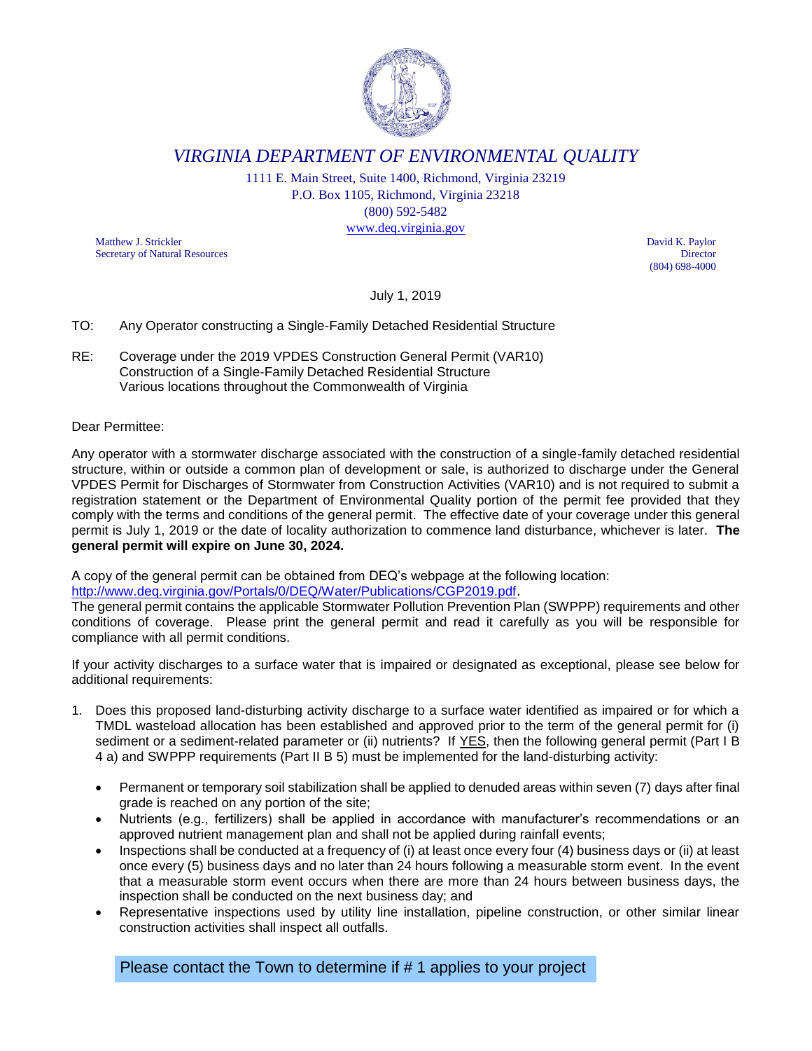# *VIRGINIA DEPARTMENT OF ENVIRONMENTAL QUALITY*

1111 E. Main Street, Suite 1400, Richmond, Virginia 23219
P.O. Box 1105, Richmond, Virginia 23218
(800) 592-5482
www.deq.virginia.gov

Matthew J. Strickler
Secretary of Natural Resources

David K. Paylor
Director
(804) 698-4000

July 1, 2019

TO: Any Operator constructing a Single-Family Detached Residential Structure

RE: Coverage under the 2019 VPDES Construction General Permit (VAR10)
Construction of a Single-Family Detached Residential Structure
Various locations throughout the Commonwealth of Virginia

Dear Permittee:

Any operator with a stormwater discharge associated with the construction of a single-family detached residential structure, within or outside a common plan of development or sale, is authorized to discharge under the General VPDES Permit for Discharges of Stormwater from Construction Activities (VAR10) and is not required to submit a registration statement or the Department of Environmental Quality portion of the permit fee provided that they comply with the terms and conditions of the general permit. The effective date of your coverage under this general permit is July 1, 2019 or the date of locality authorization to commence land disturbance, whichever is later. **The general permit will expire on June 30, 2024.**

A copy of the general permit can be obtained from DEQ's webpage at the following location:
http://www.deq.virginia.gov/Portals/0/DEQ/Water/Publications/CGP2019.pdf.
The general permit contains the applicable Stormwater Pollution Prevention Plan (SWPPP) requirements and other conditions of coverage. Please print the general permit and read it carefully as you will be responsible for compliance with all permit conditions.

If your activity discharges to a surface water that is impaired or designated as exceptional, please see below for additional requirements:

1. Does this proposed land-disturbing activity discharge to a surface water identified as impaired or for which a TMDL wasteload allocation has been established and approved prior to the term of the general permit for (i) sediment or a sediment-related parameter or (ii) nutrients? If YES, then the following general permit (Part I B 4 a) and SWPPP requirements (Part II B 5) must be implemented for the land-disturbing activity:

   - Permanent or temporary soil stabilization shall be applied to denuded areas within seven (7) days after final grade is reached on any portion of the site;
   - Nutrients (e.g., fertilizers) shall be applied in accordance with manufacturer's recommendations or an approved nutrient management plan and shall not be applied during rainfall events;
   - Inspections shall be conducted at a frequency of (i) at least once every four (4) business days or (ii) at least once every (5) business days and no later than 24 hours following a measurable storm event. In the event that a measurable storm event occurs when there are more than 24 hours between business days, the inspection shall be conducted on the next business day; and
   - Representative inspections used by utility line installation, pipeline construction, or other similar linear construction activities shall inspect all outfalls.

Please contact the Town to determine if # 1 applies to your project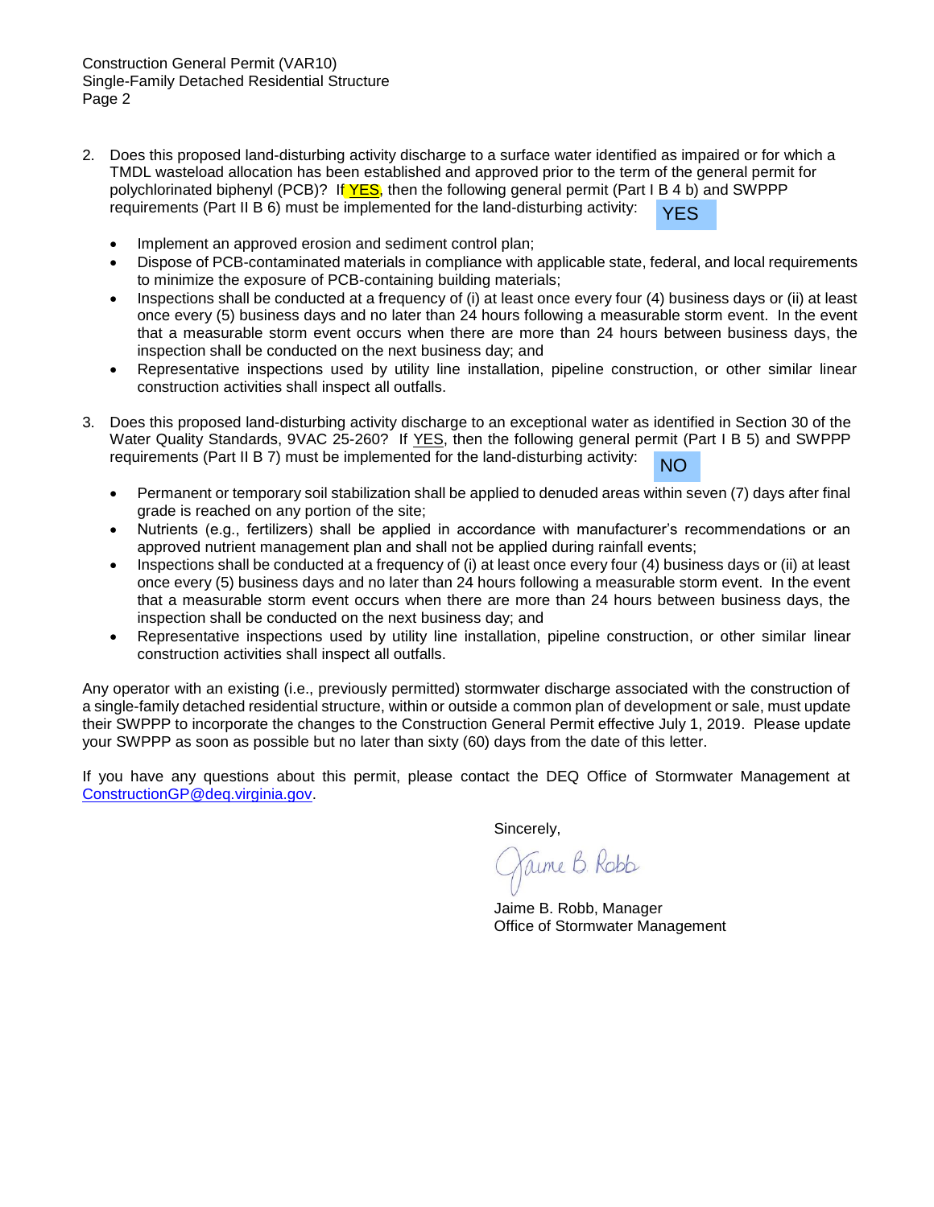2. Does this proposed land-disturbing activity discharge to a surface water identified as impaired or for which a TMDL wasteload allocation has been established and approved prior to the term of the general permit for polychlorinated biphenyl (PCB)? If YES, then the following general permit (Part I B 4 b) and SWPPP requirements (Part II B 6) must be implemented for the land-disturbing activity: YES

   - Implement an approved erosion and sediment control plan;
   - Dispose of PCB-contaminated materials in compliance with applicable state, federal, and local requirements to minimize the exposure of PCB-containing building materials;
   - Inspections shall be conducted at a frequency of (i) at least once every four (4) business days or (ii) at least once every (5) business days and no later than 24 hours following a measurable storm event. In the event that a measurable storm event occurs when there are more than 24 hours between business days, the inspection shall be conducted on the next business day; and
   - Representative inspections used by utility line installation, pipeline construction, or other similar linear construction activities shall inspect all outfalls.

3. Does this proposed land-disturbing activity discharge to an exceptional water as identified in Section 30 of the Water Quality Standards, 9VAC 25-260? If YES, then the following general permit (Part I B 5) and SWPPP requirements (Part II B 7) must be implemented for the land-disturbing activity: NO

   - Permanent or temporary soil stabilization shall be applied to denuded areas within seven (7) days after final grade is reached on any portion of the site;
   - Nutrients (e.g., fertilizers) shall be applied in accordance with manufacturer's recommendations or an approved nutrient management plan and shall not be applied during rainfall events;
   - Inspections shall be conducted at a frequency of (i) at least once every four (4) business days or (ii) at least once every (5) business days and no later than 24 hours following a measurable storm event. In the event that a measurable storm event occurs when there are more than 24 hours between business days, the inspection shall be conducted on the next business day; and
   - Representative inspections used by utility line installation, pipeline construction, or other similar linear construction activities shall inspect all outfalls.

Any operator with an existing (i.e., previously permitted) stormwater discharge associated with the construction of a single-family detached residential structure, within or outside a common plan of development or sale, must update their SWPPP to incorporate the changes to the Construction General Permit effective July 1, 2019. Please update your SWPPP as soon as possible but no later than sixty (60) days from the date of this letter.

If you have any questions about this permit, please contact the DEQ Office of Stormwater Management at ConstructionGP@deq.virginia.gov.

Sincerely,

Jaime B. Robb

Jaime B. Robb, Manager
Office of Stormwater Management